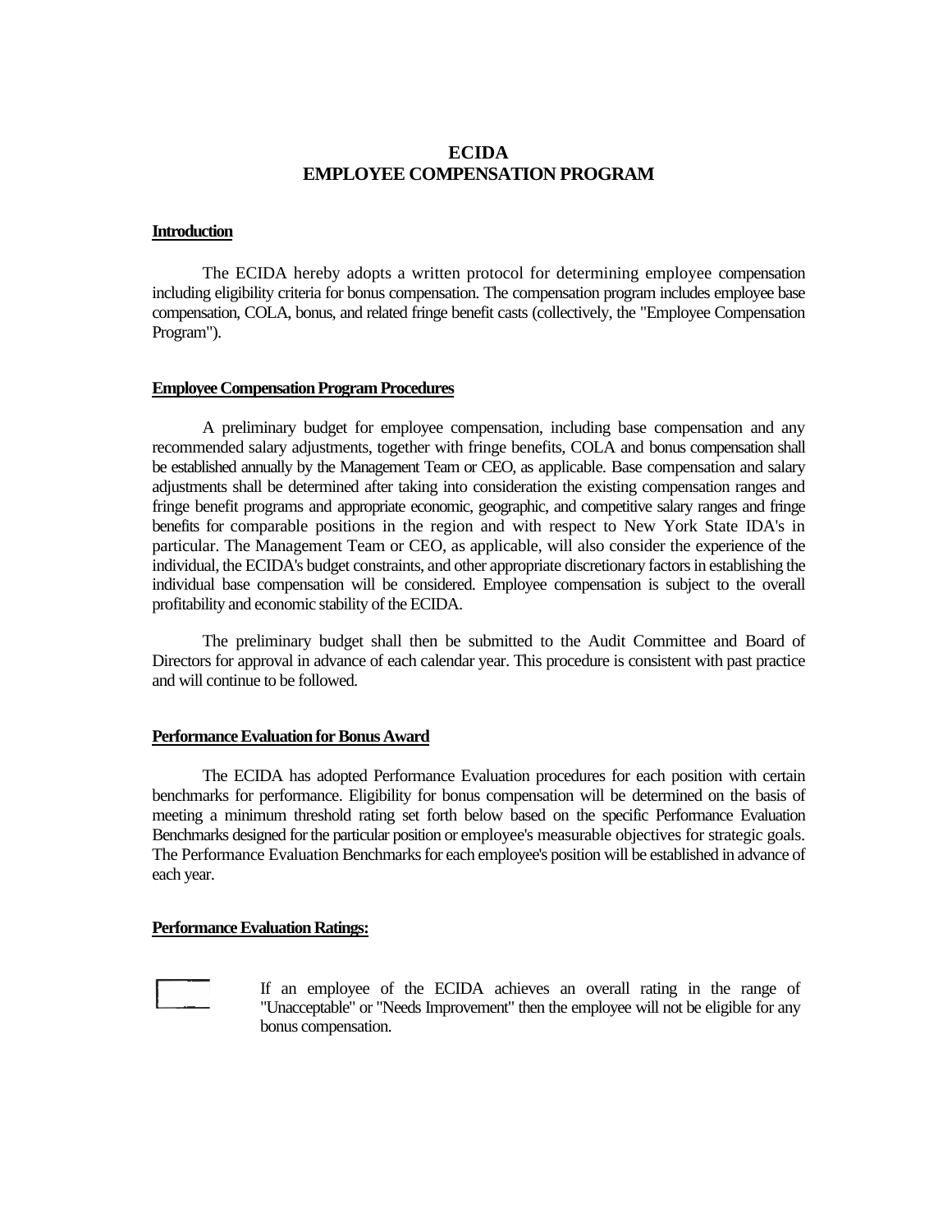# ECIDA
# EMPLOYEE COMPENSATION PROGRAM

## Introduction

The ECIDA hereby adopts a written protocol for determining employee compensation including eligibility criteria for bonus compensation. The compensation program includes employee base compensation, COLA, bonus, and related fringe benefit casts (collectively, the "Employee Compensation Program").

## Employee Compensation Program Procedures

A preliminary budget for employee compensation, including base compensation and any recommended salary adjustments, together with fringe benefits, COLA and bonus compensation shall be established annually by the Management Team or CEO, as applicable. Base compensation and salary adjustments shall be determined after taking into consideration the existing compensation ranges and fringe benefit programs and appropriate economic, geographic, and competitive salary ranges and fringe benefits for comparable positions in the region and with respect to New York State IDA's in particular. The Management Team or CEO, as applicable, will also consider the experience of the individual, the ECIDA's budget constraints, and other appropriate discretionary factors in establishing the individual base compensation will be considered. Employee compensation is subject to the overall profitability and economic stability of the ECIDA.

The preliminary budget shall then be submitted to the Audit Committee and Board of Directors for approval in advance of each calendar year. This procedure is consistent with past practice and will continue to be followed.

## Performance Evaluation for Bonus Award

The ECIDA has adopted Performance Evaluation procedures for each position with certain benchmarks for performance. Eligibility for bonus compensation will be determined on the basis of meeting a minimum threshold rating set forth below based on the specific Performance Evaluation Benchmarks designed for the particular position or employee's measurable objectives for strategic goals. The Performance Evaluation Benchmarks for each employee's position will be established in advance of each year.

## Performance Evaluation Ratings:

- If an employee of the ECIDA achieves an overall rating in the range of "Unacceptable" or "Needs Improvement" then the employee will not be eligible for any bonus compensation.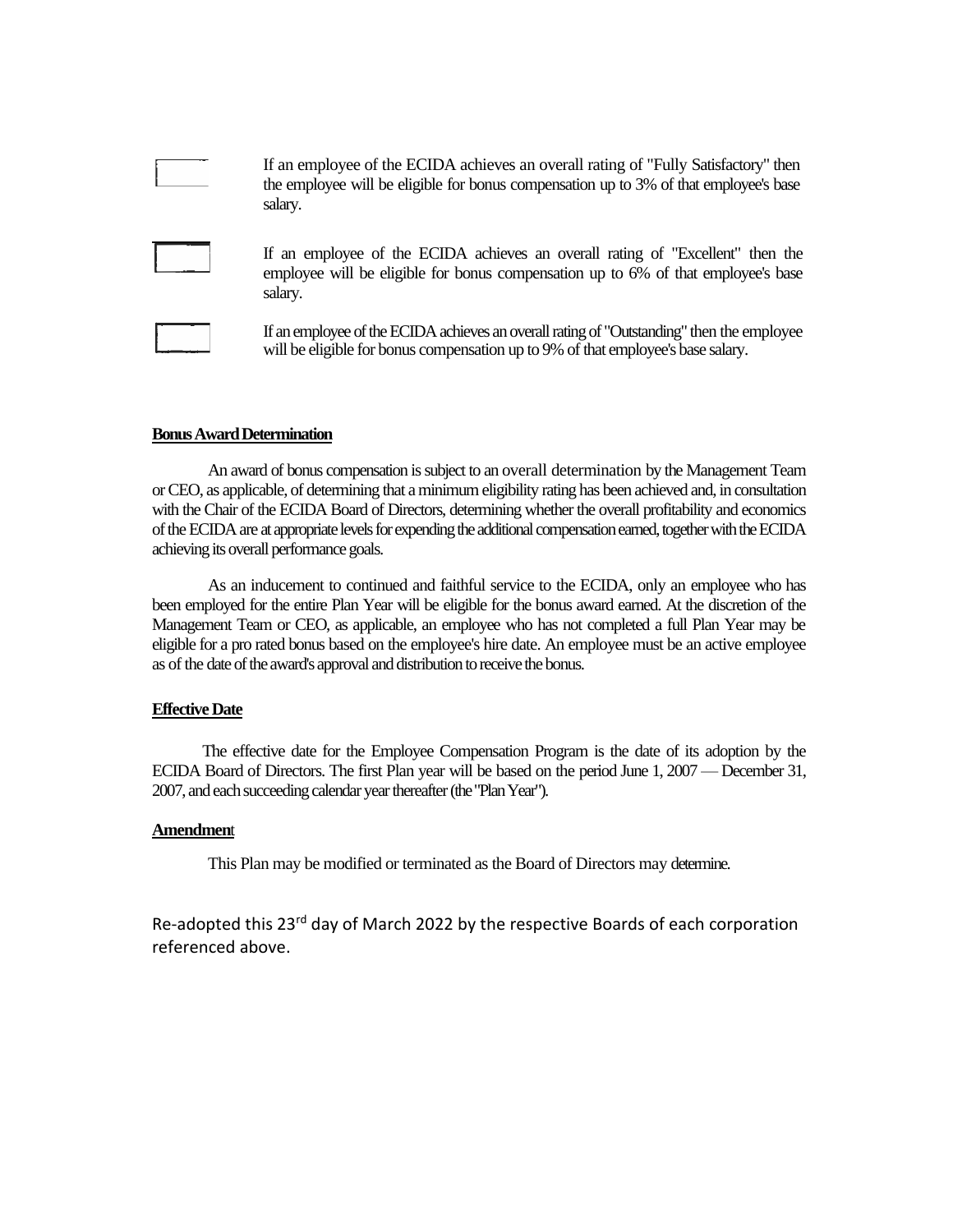- [ ] If an employee of the ECIDA achieves an overall rating of "Fully Satisfactory" then the employee will be eligible for bonus compensation up to 3% of that employee's base salary.

- [ ] If an employee of the ECIDA achieves an overall rating of "Excellent" then the employee will be eligible for bonus compensation up to 6% of that employee's base salary.

- [ ] If an employee of the ECIDA achieves an overall rating of "Outstanding" then the employee will be eligible for bonus compensation up to 9% of that employee's base salary.

**Bonus Award Determination**

An award of bonus compensation is subject to an overall determination by the Management Team or CEO, as applicable, of determining that a minimum eligibility rating has been achieved and, in consultation with the Chair of the ECIDA Board of Directors, determining whether the overall profitability and economics of the ECIDA are at appropriate levels for expending the additional compensation earned, together with the ECIDA achieving its overall performance goals.

As an inducement to continued and faithful service to the ECIDA, only an employee who has been employed for the entire Plan Year will be eligible for the bonus award earned. At the discretion of the Management Team or CEO, as applicable, an employee who has not completed a full Plan Year may be eligible for a pro rated bonus based on the employee's hire date. An employee must be an active employee as of the date of the award's approval and distribution to receive the bonus.

**Effective Date**

The effective date for the Employee Compensation Program is the date of its adoption by the ECIDA Board of Directors. The first Plan year will be based on the period June 1, 2007 — December 31, 2007, and each succeeding calendar year thereafter (the "Plan Year").

**Amendment**

This Plan may be modified or terminated as the Board of Directors may determine.

Re-adopted this 23rd day of March 2022 by the respective Boards of each corporation referenced above.